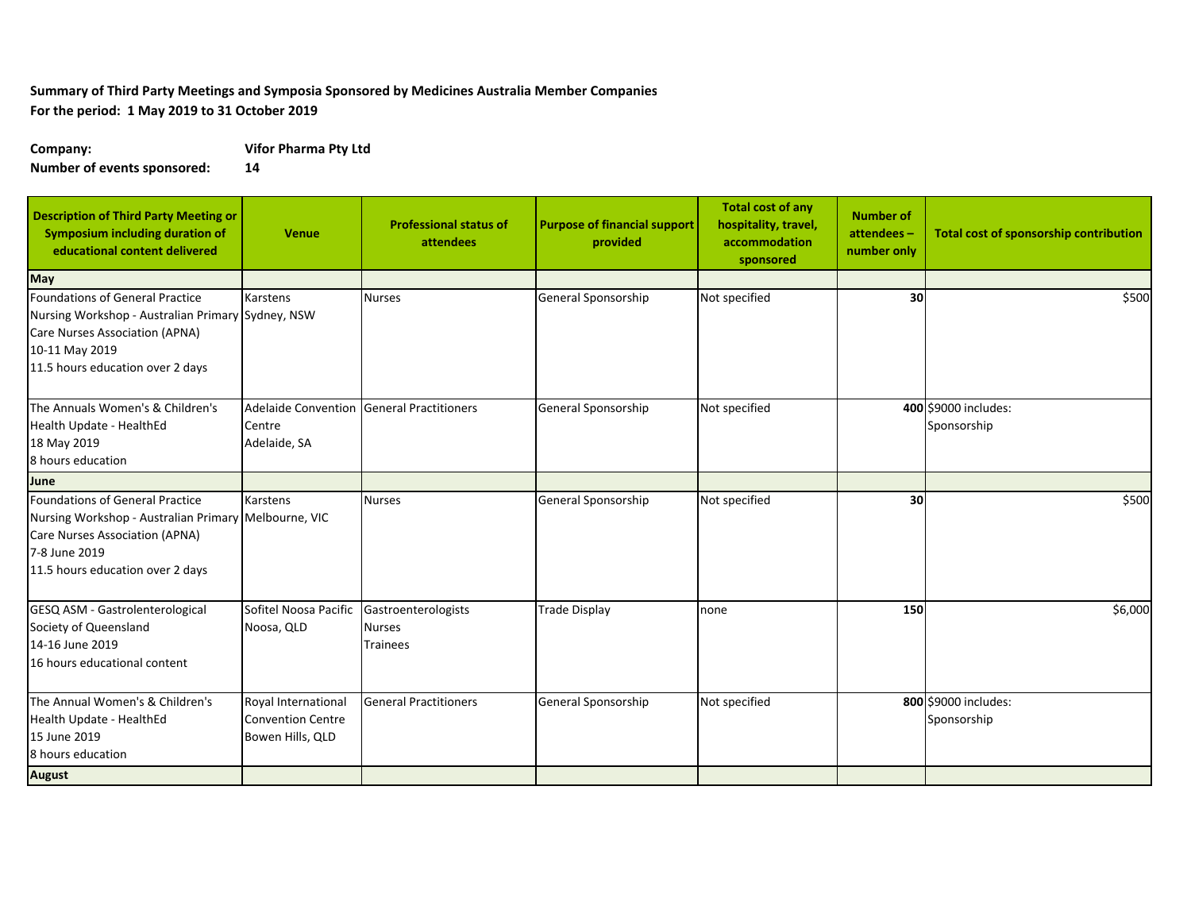**Summary of Third Party Meetings and Symposia Sponsored by Medicines Australia Member Companies**
**For the period: 1 May 2019 to 31 October 2019**

**Company:** **Vifor Pharma Pty Ltd**
**Number of events sponsored:** **14**

| Description of Third Party Meeting or Symposium including duration of educational content delivered | Venue | Professional status of attendees | Purpose of financial support provided | Total cost of any hospitality, travel, accommodation sponsored | Number of attendees – number only | Total cost of sponsorship contribution |
|---|---|---|---|---|---|---|
| **May** | | | | | | |
| Foundations of General Practice Nursing Workshop - Australian Primary Care Nurses Association (APNA)<br>10-11 May 2019<br>11.5 hours education over 2 days | Karstens<br>Sydney, NSW | Nurses | General Sponsorship | Not specified | **30** | $500 |
| The Annuals Women's & Children's Health Update - HealthEd<br>18 May 2019<br>8 hours education | Adelaide Convention Centre<br>Adelaide, SA | General Practitioners | General Sponsorship | Not specified | **400** | $9000 includes:<br>Sponsorship |
| **June** | | | | | | |
| Foundations of General Practice Nursing Workshop - Australian Primary Care Nurses Association (APNA)<br>7-8 June 2019<br>11.5 hours education over 2 days | Karstens<br>Melbourne, VIC | Nurses | General Sponsorship | Not specified | **30** | $500 |
| GESQ ASM - Gastrolenterological Society of Queensland<br>14-16 June 2019<br>16 hours educational content | Sofitel Noosa Pacific<br>Noosa, QLD | Gastroenterologists<br>Nurses<br>Trainees | Trade Display | none | **150** | $6,000 |
| The Annual Women's & Children's Health Update - HealthEd<br>15 June 2019<br>8 hours education | Royal International Convention Centre<br>Bowen Hills, QLD | General Practitioners | General Sponsorship | Not specified | **800** | $9000 includes:<br>Sponsorship |
| **August** | | | | | | |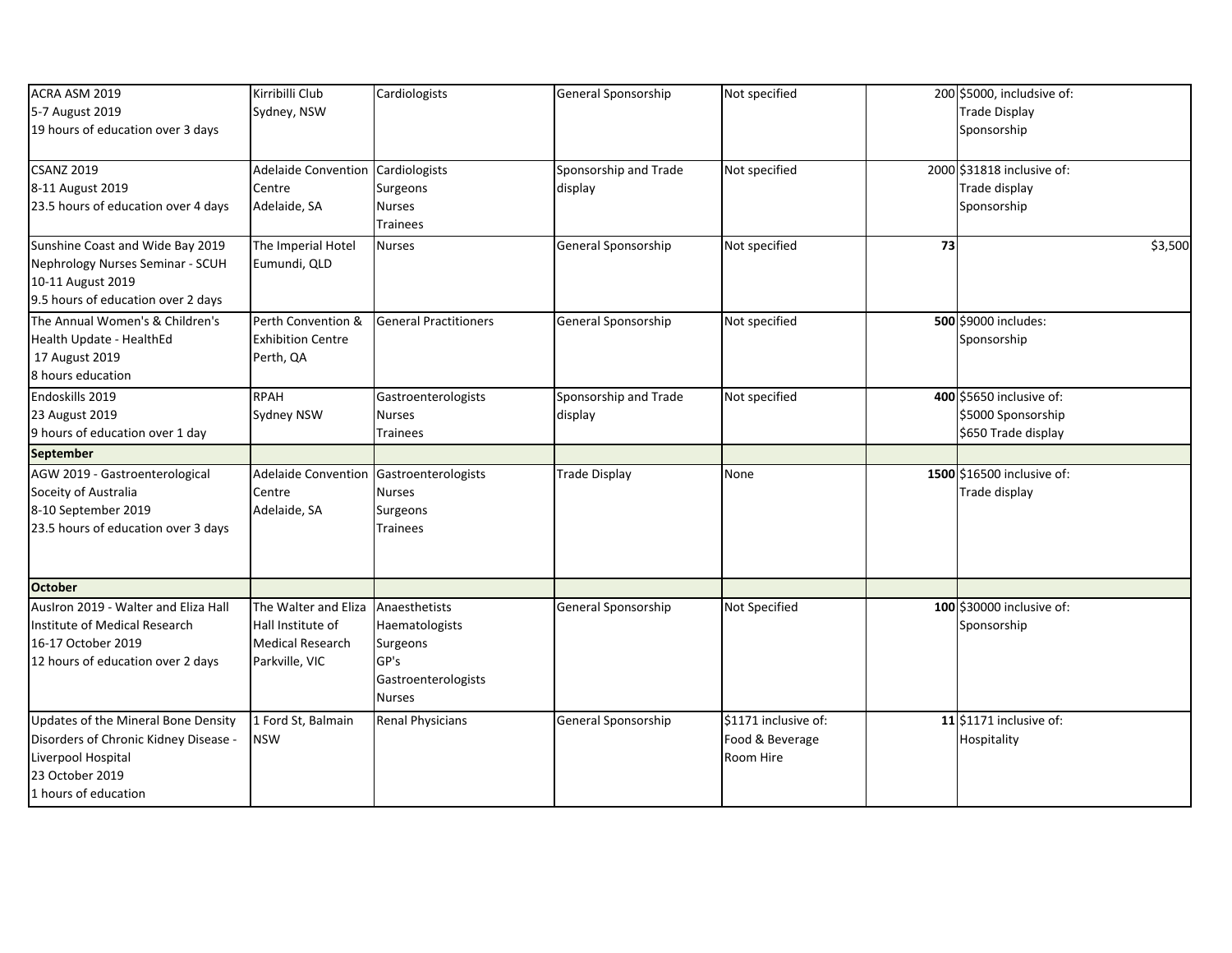| | | | | | | |
|---|---|---|---|---|---|---|
| ACRA ASM 2019<br>5-7 August 2019<br>19 hours of education over 3 days | Kirribilli Club<br>Sydney, NSW | Cardiologists | General Sponsorship | Not specified | 200 | $5000, includsive of:<br>Trade Display<br>Sponsorship |
| CSANZ 2019<br>8-11 August 2019<br>23.5 hours of education over 4 days | Adelaide Convention Centre<br>Adelaide, SA | Cardiologists<br>Surgeons<br>Nurses<br>Trainees | Sponsorship and Trade display | Not specified | 2000 | $31818 inclusive of:<br>Trade display<br>Sponsorship |
| Sunshine Coast and Wide Bay 2019 Nephrology Nurses Seminar - SCUH<br>10-11 August 2019<br>9.5 hours of education over 2 days | The Imperial Hotel<br>Eumundi, QLD | Nurses | General Sponsorship | Not specified | **73** | $3,500 |
| The Annual Women's & Children's Health Update - HealthEd<br>17 August 2019<br>8 hours education | Perth Convention & Exhibition Centre<br>Perth, QA | General Practitioners | General Sponsorship | Not specified | **500** | $9000 includes:<br>Sponsorship |
| Endoskills 2019<br>23 August 2019<br>9 hours of education over 1 day | RPAH<br>Sydney NSW | Gastroenterologists<br>Nurses<br>Trainees | Sponsorship and Trade display | Not specified | **400** | $5650 inclusive of:<br>$5000 Sponsorship<br>$650 Trade display |
| **September** | | | | | | |
| AGW 2019 - Gastroenterological Soceity of Australia<br>8-10 September 2019<br>23.5 hours of education over 3 days | Adelaide Convention Centre<br>Adelaide, SA | Gastroenterologists<br>Nurses<br>Surgeons<br>Trainees | Trade Display | None | **1500** | $16500 inclusive of:<br>Trade display |
| **October** | | | | | | |
| AusIron 2019 - Walter and Eliza Hall Institute of Medical Research<br>16-17 October 2019<br>12 hours of education over 2 days | The Walter and Eliza Hall Institute of Medical Research<br>Parkville, VIC | Anaesthetists<br>Haematologists<br>Surgeons<br>GP's<br>Gastroenterologists<br>Nurses | General Sponsorship | Not Specified | **100** | $30000 inclusive of:<br>Sponsorship |
| Updates of the Mineral Bone Density Disorders of Chronic Kidney Disease - Liverpool Hospital<br>23 October 2019<br>1 hours of education | 1 Ford St, Balmain NSW | Renal Physicians | General Sponsorship | $1171 inclusive of:<br>Food & Beverage<br>Room Hire | **11** | $1171 inclusive of:<br>Hospitality |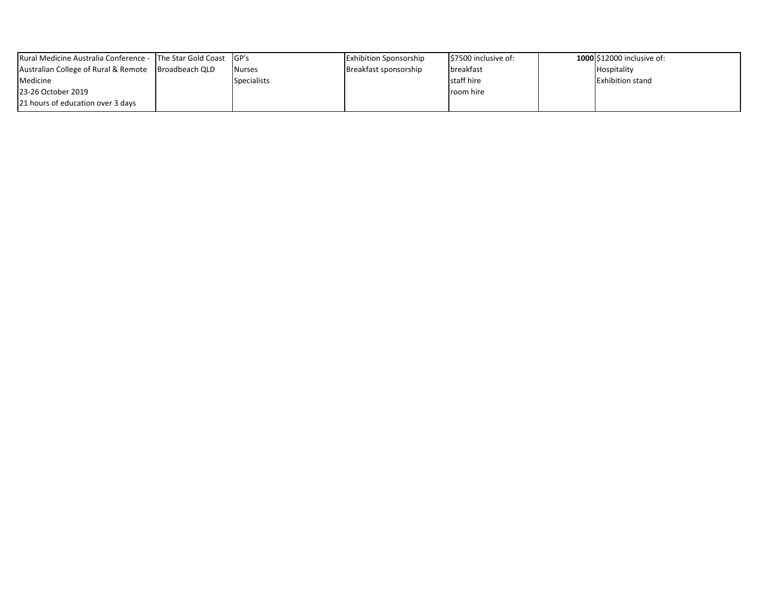| | | | | | | |
|---|---|---|---|---|---|---|
| Rural Medicine Australia Conference - Australian College of Rural & Remote Medicine<br>23-26 October 2019<br>21 hours of education over 3 days | The Star Gold Coast Broadbeach QLD | GP's<br>Nurses<br>Specialists | Exhibition Sponsorship<br>Breakfast sponsorship | $7500 inclusive of:<br>breakfast<br>staff hire<br>room hire | **1000** | $12000 inclusive of:<br>Hospitality<br>Exhibition stand |